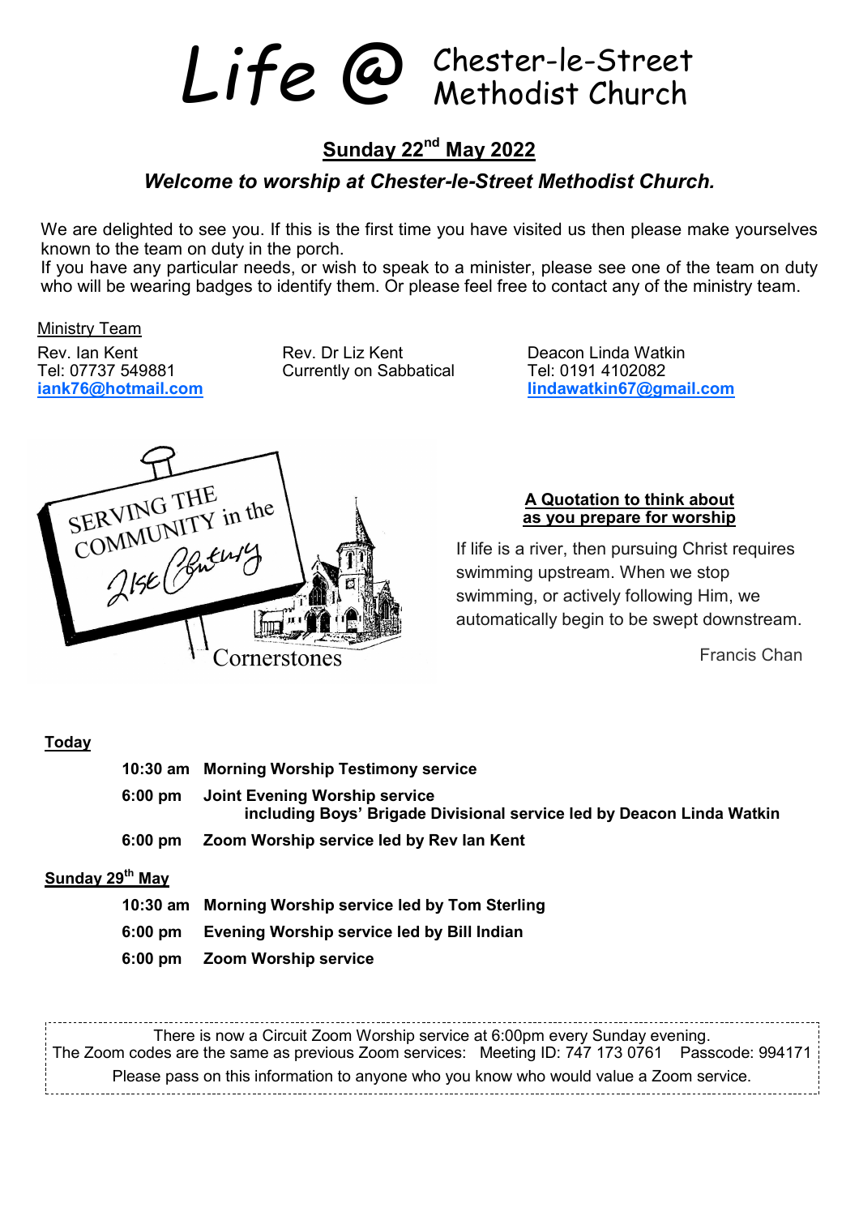# Life @ Chester-le-Street Methodist Church

## Sunday 22nd May 2022

### *Welcome to worship at Chester-le-Street Methodist Church.*

We are delighted to see you. If this is the first time you have visited us then please make yourselves known to the team on duty in the porch.
If you have any particular needs, or wish to speak to a minister, please see one of the team on duty who will be wearing badges to identify them. Or please feel free to contact any of the ministry team.

Ministry Team

Rev. Ian Kent
Tel: 07737 549881
**iank76@hotmail.com**

Rev. Dr Liz Kent
Currently on Sabbatical

Deacon Linda Watkin
Tel: 0191 4102082
**lindawatkin67@gmail.com**

SERVING THE COMMUNITY in the 21st Century

Cornerstones

**A Quotation to think about as you prepare for worship**

If life is a river, then pursuing Christ requires swimming upstream. When we stop swimming, or actively following Him, we automatically begin to be swept downstream.

Francis Chan

**Today**

**10:30 am Morning Worship Testimony service**

**6:00 pm Joint Evening Worship service including Boys' Brigade Divisional service led by Deacon Linda Watkin**

**6:00 pm Zoom Worship service led by Rev Ian Kent**

**Sunday 29th May**

**10:30 am Morning Worship service led by Tom Sterling**

**6:00 pm Evening Worship service led by Bill Indian**

**6:00 pm Zoom Worship service**

There is now a Circuit Zoom Worship service at 6:00pm every Sunday evening.
The Zoom codes are the same as previous Zoom services: Meeting ID: 747 173 0761 Passcode: 994171
Please pass on this information to anyone who you know who would value a Zoom service.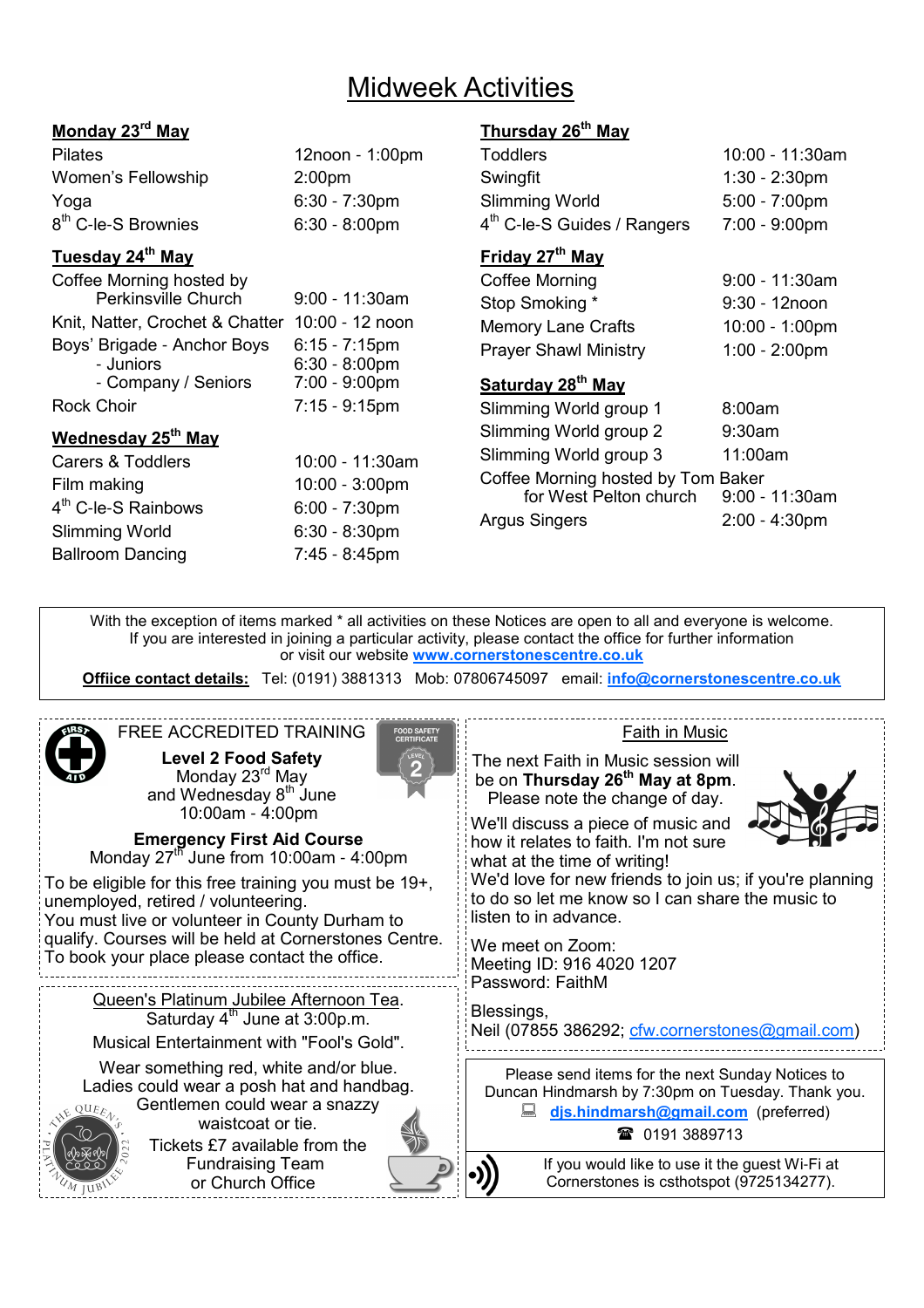# Midweek Activities

### Monday 23rd May

| | |
|---|---|
| Pilates | 12noon - 1:00pm |
| Women's Fellowship | 2:00pm |
| Yoga | 6:30 - 7:30pm |
| 8th C-le-S Brownies | 6:30 - 8:00pm |

### Tuesday 24th May

| | |
|---|---|
| Coffee Morning hosted by Perkinsville Church | 9:00 - 11:30am |
| Knit, Natter, Crochet & Chatter | 10:00 - 12 noon |
| Boys' Brigade - Anchor Boys | 6:15 - 7:15pm |
| - Juniors | 6:30 - 8:00pm |
| - Company / Seniors | 7:00 - 9:00pm |
| Rock Choir | 7:15 - 9:15pm |

### Wednesday 25th May

| | |
|---|---|
| Carers & Toddlers | 10:00 - 11:30am |
| Film making | 10:00 - 3:00pm |
| 4th C-le-S Rainbows | 6:00 - 7:30pm |
| Slimming World | 6:30 - 8:30pm |
| Ballroom Dancing | 7:45 - 8:45pm |

### Thursday 26th May

| | |
|---|---|
| Toddlers | 10:00 - 11:30am |
| Swingfit | 1:30 - 2:30pm |
| Slimming World | 5:00 - 7:00pm |
| 4th C-le-S Guides / Rangers | 7:00 - 9:00pm |

### Friday 27th May

| | |
|---|---|
| Coffee Morning | 9:00 - 11:30am |
| Stop Smoking * | 9:30 - 12noon |
| Memory Lane Crafts | 10:00 - 1:00pm |
| Prayer Shawl Ministry | 1:00 - 2:00pm |

### Saturday 28th May

| | |
|---|---|
| Slimming World group 1 | 8:00am |
| Slimming World group 2 | 9:30am |
| Slimming World group 3 | 11:00am |
| Coffee Morning hosted by Tom Baker for West Pelton church | 9:00 - 11:30am |
| Argus Singers | 2:00 - 4:30pm |

With the exception of items marked * all activities on these Notices are open to all and everyone is welcome. If you are interested in joining a particular activity, please contact the office for further information or visit our website **www.cornerstonescentre.co.uk**

**Offiice contact details:** Tel: (0191) 3881313 Mob: 07806745097 email: **info@cornerstonescentre.co.uk**

---

FREE ACCREDITED TRAINING

**Level 2 Food Safety**
Monday 23rd May
and Wednesday 8th June
10:00am - 4:00pm

**Emergency First Aid Course**
Monday 27th June from 10:00am - 4:00pm

To be eligible for this free training you must be 19+, unemployed, retired / volunteering.
You must live or volunteer in County Durham to qualify. Courses will be held at Cornerstones Centre.
To book your place please contact the office.

---

Queen's Platinum Jubilee Afternoon Tea.
Saturday 4th June at 3:00p.m.

Musical Entertainment with "Fool's Gold".

Wear something red, white and/or blue.
Ladies could wear a posh hat and handbag.
Gentlemen could wear a snazzy waistcoat or tie.
Tickets £7 available from the Fundraising Team or Church Office

---

Faith in Music

The next Faith in Music session will be on **Thursday 26th May at 8pm**. Please note the change of day.

We'll discuss a piece of music and how it relates to faith. I'm not sure what at the time of writing!
We'd love for new friends to join us; if you're planning to do so let me know so I can share the music to listen to in advance.

We meet on Zoom:
Meeting ID: 916 4020 1207
Password: FaithM

Blessings,
Neil (07855 386292; cfw.cornerstones@gmail.com)

---

Please send items for the next Sunday Notices to Duncan Hindmarsh by 7:30pm on Tuesday. Thank you.
**djs.hindmarsh@gmail.com** (preferred)
0191 3889713

---

If you would like to use it the guest Wi-Fi at Cornerstones is csthotspot (9725134277).